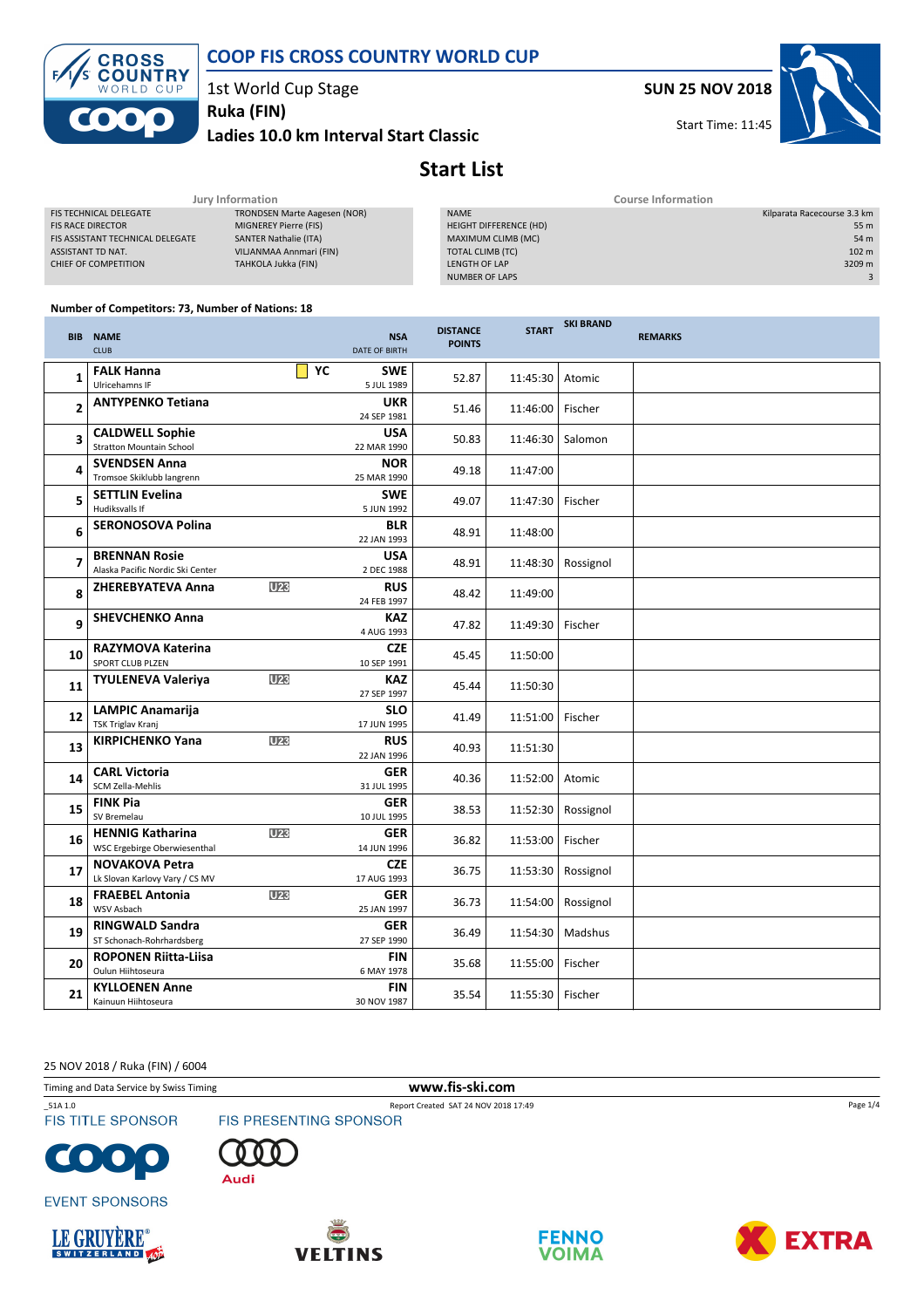# COOP FIS CROSS COUNTRY WORLD CUP

1st World Cup Stage
**Ruka (FIN)**
**Ladies 10.0 km Interval Start Classic**

**SUN 25 NOV 2018**

Start Time: 11:45

## Start List

| Jury Information | |
|---|---|
| FIS TECHNICAL DELEGATE | TRONDSEN Marte Aagesen (NOR) |
| FIS RACE DIRECTOR | MIGNEREY Pierre (FIS) |
| FIS ASSISTANT TECHNICAL DELEGATE | SANTER Nathalie (ITA) |
| ASSISTANT TD NAT. | VILJANMAA Annmari (FIN) |
| CHIEF OF COMPETITION | TAHKOLA Jukka (FIN) |

| Course Information | |
|---|---|
| NAME | Kilparata Racecourse 3.3 km |
| HEIGHT DIFFERENCE (HD) | 55 m |
| MAXIMUM CLIMB (MC) | 54 m |
| TOTAL CLIMB (TC) | 102 m |
| LENGTH OF LAP | 3209 m |
| NUMBER OF LAPS | 3 |

**Number of Competitors: 73, Number of Nations: 18**

| BIB | NAME / CLUB | | NSA / DATE OF BIRTH | DISTANCE POINTS | START | SKI BRAND | REMARKS |
|---|---|---|---|---|---|---|---|
| 1 | **FALK Hanna** Ulricehamns IF | YC | **SWE** 5 JUL 1989 | 52.87 | 11:45:30 | Atomic | |
| 2 | **ANTYPENKO Tetiana** | | **UKR** 24 SEP 1981 | 51.46 | 11:46:00 | Fischer | |
| 3 | **CALDWELL Sophie** Stratton Mountain School | | **USA** 22 MAR 1990 | 50.83 | 11:46:30 | Salomon | |
| 4 | **SVENDSEN Anna** Tromsoe Skiklubb langrenn | | **NOR** 25 MAR 1990 | 49.18 | 11:47:00 | | |
| 5 | **SETTLIN Evelina** Hudiksvalls If | | **SWE** 5 JUN 1992 | 49.07 | 11:47:30 | Fischer | |
| 6 | **SERONOSOVA Polina** | | **BLR** 22 JAN 1993 | 48.91 | 11:48:00 | | |
| 7 | **BRENNAN Rosie** Alaska Pacific Nordic Ski Center | | **USA** 2 DEC 1988 | 48.91 | 11:48:30 | Rossignol | |
| 8 | **ZHEREBYATEVA Anna** | U23 | **RUS** 24 FEB 1997 | 48.42 | 11:49:00 | | |
| 9 | **SHEVCHENKO Anna** | | **KAZ** 4 AUG 1993 | 47.82 | 11:49:30 | Fischer | |
| 10 | **RAZYMOVA Katerina** SPORT CLUB PLZEN | | **CZE** 10 SEP 1991 | 45.45 | 11:50:00 | | |
| 11 | **TYULENEVA Valeriya** | U23 | **KAZ** 27 SEP 1997 | 45.44 | 11:50:30 | | |
| 12 | **LAMPIC Anamarija** TSK Triglav Kranj | | **SLO** 17 JUN 1995 | 41.49 | 11:51:00 | Fischer | |
| 13 | **KIRPICHENKO Yana** | U23 | **RUS** 22 JAN 1996 | 40.93 | 11:51:30 | | |
| 14 | **CARL Victoria** SCM Zella-Mehlis | | **GER** 31 JUL 1995 | 40.36 | 11:52:00 | Atomic | |
| 15 | **FINK Pia** SV Bremelau | | **GER** 10 JUL 1995 | 38.53 | 11:52:30 | Rossignol | |
| 16 | **HENNIG Katharina** WSC Ergebirge Oberwiesenthal | U23 | **GER** 14 JUN 1996 | 36.82 | 11:53:00 | Fischer | |
| 17 | **NOVAKOVA Petra** Lk Slovan Karlovy Vary / CS MV | | **CZE** 17 AUG 1993 | 36.75 | 11:53:30 | Rossignol | |
| 18 | **FRAEBEL Antonia** WSV Asbach | U23 | **GER** 25 JAN 1997 | 36.73 | 11:54:00 | Rossignol | |
| 19 | **RINGWALD Sandra** ST Schonach-Rohrhardsberg | | **GER** 27 SEP 1990 | 36.49 | 11:54:30 | Madshus | |
| 20 | **ROPONEN Riitta-Liisa** Oulun Hiihtoseura | | **FIN** 6 MAY 1978 | 35.68 | 11:55:00 | Fischer | |
| 21 | **KYLLOENEN Anne** Kainuun Hiihtoseura | | **FIN** 30 NOV 1987 | 35.54 | 11:55:30 | Fischer | |

25 NOV 2018 / Ruka (FIN) / 6004

Timing and Data Service by Swiss Timing

www.fis-ski.com

_51A 1.0

Report Created SAT 24 NOV 2018 17:49

FIS TITLE SPONSOR

FIS PRESENTING SPONSOR

EVENT SPONSORS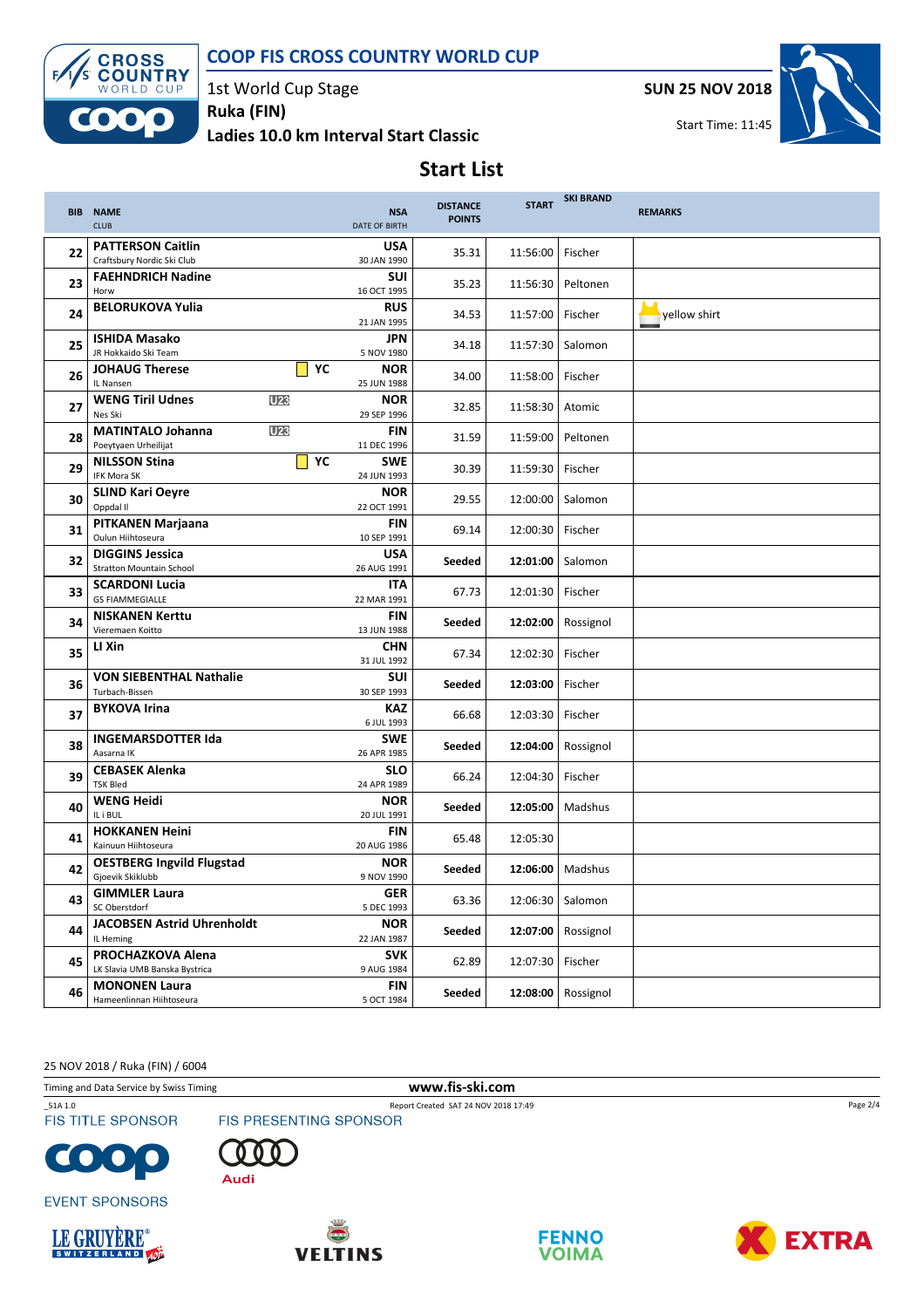# COOP FIS CROSS COUNTRY WORLD CUP

1st World Cup Stage

**Ruka (FIN)**

**Ladies 10.0 km Interval Start Classic**

**SUN 25 NOV 2018**

Start Time: 11:45

## Start List

| BIB | NAME / CLUB | | NSA / DATE OF BIRTH | DISTANCE POINTS | START | SKI BRAND | REMARKS |
|---|---|---|---|---|---|---|---|
| 22 | **PATTERSON Caitlin** Craftsbury Nordic Ski Club | | **USA** 30 JAN 1990 | 35.31 | 11:56:00 | Fischer | |
| 23 | **FAEHNDRICH Nadine** Horw | | **SUI** 16 OCT 1995 | 35.23 | 11:56:30 | Peltonen | |
| 24 | **BELORUKOVA Yulia** | | **RUS** 21 JAN 1995 | 34.53 | 11:57:00 | Fischer | yellow shirt |
| 25 | **ISHIDA Masako** JR Hokkaido Ski Team | | **JPN** 5 NOV 1980 | 34.18 | 11:57:30 | Salomon | |
| 26 | **JOHAUG Therese** IL Nansen | YC | **NOR** 25 JUN 1988 | 34.00 | 11:58:00 | Fischer | |
| 27 | **WENG Tiril Udnes** Nes Ski | U23 | **NOR** 29 SEP 1996 | 32.85 | 11:58:30 | Atomic | |
| 28 | **MATINTALO Johanna** Poeytyaen Urheilijat | U23 | **FIN** 11 DEC 1996 | 31.59 | 11:59:00 | Peltonen | |
| 29 | **NILSSON Stina** IFK Mora SK | YC | **SWE** 24 JUN 1993 | 30.39 | 11:59:30 | Fischer | |
| 30 | **SLIND Kari Oeyre** Oppdal Il | | **NOR** 22 OCT 1991 | 29.55 | 12:00:00 | Salomon | |
| 31 | **PITKANEN Marjaana** Oulun Hiihtoseura | | **FIN** 10 SEP 1991 | 69.14 | 12:00:30 | Fischer | |
| 32 | **DIGGINS Jessica** Stratton Mountain School | | **USA** 26 AUG 1991 | **Seeded** | **12:01:00** | Salomon | |
| 33 | **SCARDONI Lucia** GS FIAMMEGIALLE | | **ITA** 22 MAR 1991 | 67.73 | 12:01:30 | Fischer | |
| 34 | **NISKANEN Kerttu** Vieremaen Koitto | | **FIN** 13 JUN 1988 | **Seeded** | **12:02:00** | Rossignol | |
| 35 | **LI Xin** | | **CHN** 31 JUL 1992 | 67.34 | 12:02:30 | Fischer | |
| 36 | **VON SIEBENTHAL Nathalie** Turbach-Bissen | | **SUI** 30 SEP 1993 | **Seeded** | **12:03:00** | Fischer | |
| 37 | **BYKOVA Irina** | | **KAZ** 6 JUL 1993 | 66.68 | 12:03:30 | Fischer | |
| 38 | **INGEMARSDOTTER Ida** Aasarna IK | | **SWE** 26 APR 1985 | **Seeded** | **12:04:00** | Rossignol | |
| 39 | **CEBASEK Alenka** TSK Bled | | **SLO** 24 APR 1989 | 66.24 | 12:04:30 | Fischer | |
| 40 | **WENG Heidi** IL i BUL | | **NOR** 20 JUL 1991 | **Seeded** | **12:05:00** | Madshus | |
| 41 | **HOKKANEN Heini** Kainuun Hiihtoseura | | **FIN** 20 AUG 1986 | 65.48 | 12:05:30 | | |
| 42 | **OESTBERG Ingvild Flugstad** Gjoevik Skiklubb | | **NOR** 9 NOV 1990 | **Seeded** | **12:06:00** | Madshus | |
| 43 | **GIMMLER Laura** SC Oberstdorf | | **GER** 5 DEC 1993 | 63.36 | 12:06:30 | Salomon | |
| 44 | **JACOBSEN Astrid Uhrenholdt** IL Heming | | **NOR** 22 JAN 1987 | **Seeded** | **12:07:00** | Rossignol | |
| 45 | **PROCHAZKOVA Alena** LK Slavia UMB Banska Bystrica | | **SVK** 9 AUG 1984 | 62.89 | 12:07:30 | Fischer | |
| 46 | **MONONEN Laura** Hameenlinnan Hiihtoseura | | **FIN** 5 OCT 1984 | **Seeded** | **12:08:00** | Rossignol | |

25 NOV 2018 / Ruka (FIN) / 6004

Timing and Data Service by Swiss Timing

www.fis-ski.com

_51A 1.0 Report Created SAT 24 NOV 2018 17:49

FIS TITLE SPONSOR: COOP

FIS PRESENTING SPONSOR: Audi

EVENT SPONSORS: LE GRUYÈRE SWITZERLAND, VELTINS, FENNO VOIMA, EXTRA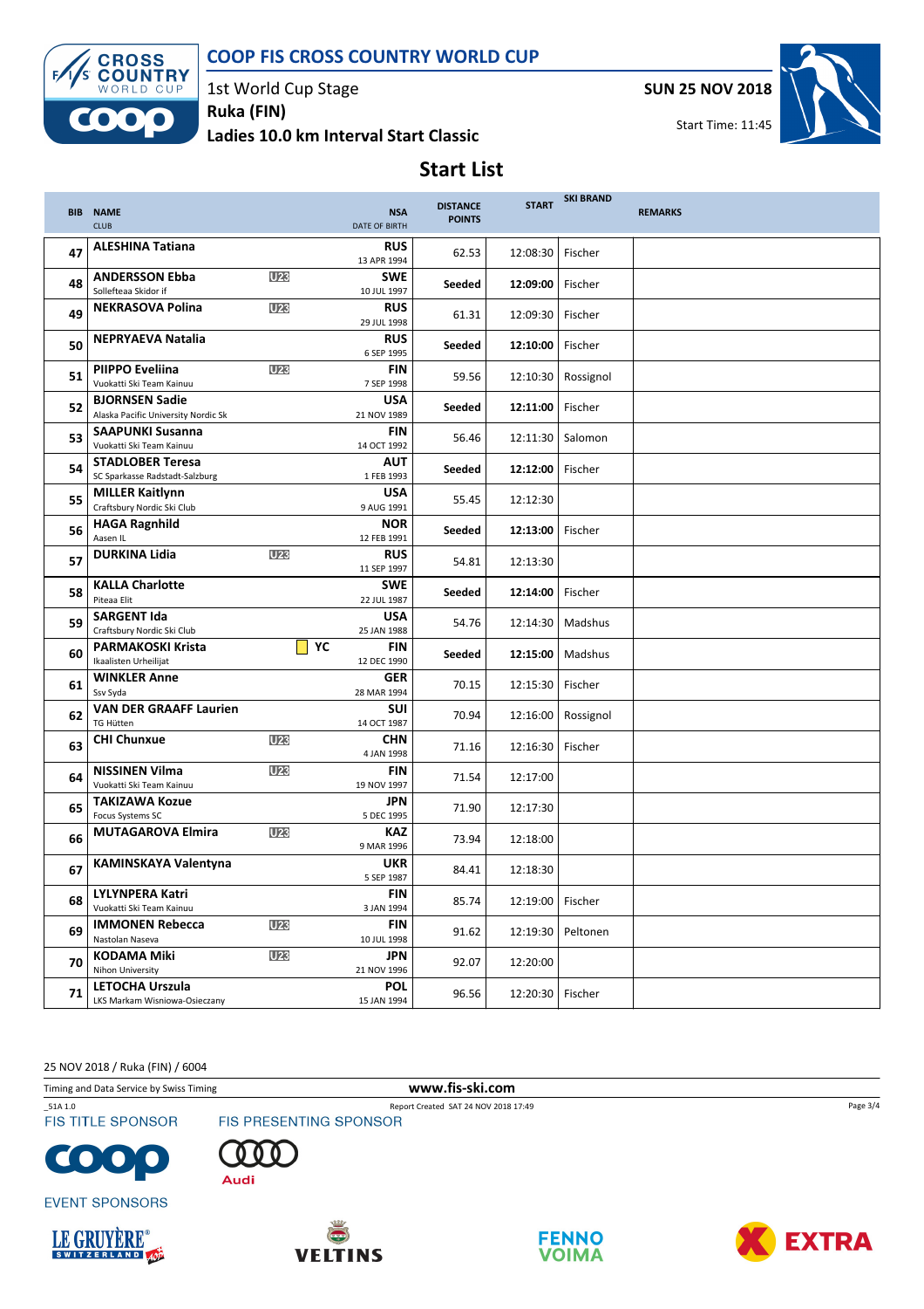# COOP FIS CROSS COUNTRY WORLD CUP

1st World Cup Stage

Ruka (FIN)

Ladies 10.0 km Interval Start Classic

**SUN 25 NOV 2018**

Start Time: 11:45

## Start List

| BIB | NAME / CLUB | | NSA / DATE OF BIRTH | DISTANCE POINTS | START | SKI BRAND | REMARKS |
|---|---|---|---|---|---|---|---|
| 47 | **ALESHINA Tatiana** | | **RUS** 13 APR 1994 | 62.53 | 12:08:30 | Fischer | |
| 48 | **ANDERSSON Ebba** Sollefteaa Skidor if | U23 | **SWE** 10 JUL 1997 | **Seeded** | **12:09:00** | Fischer | |
| 49 | **NEKRASOVA Polina** | U23 | **RUS** 29 JUL 1998 | 61.31 | 12:09:30 | Fischer | |
| 50 | **NEPRYAEVA Natalia** | | **RUS** 6 SEP 1995 | **Seeded** | **12:10:00** | Fischer | |
| 51 | **PIIPPO Eveliina** Vuokatti Ski Team Kainuu | U23 | **FIN** 7 SEP 1998 | 59.56 | 12:10:30 | Rossignol | |
| 52 | **BJORNSEN Sadie** Alaska Pacific University Nordic Sk | | **USA** 21 NOV 1989 | **Seeded** | **12:11:00** | Fischer | |
| 53 | **SAAPUNKI Susanna** Vuokatti Ski Team Kainuu | | **FIN** 14 OCT 1992 | 56.46 | 12:11:30 | Salomon | |
| 54 | **STADLOBER Teresa** SC Sparkasse Radstadt-Salzburg | | **AUT** 1 FEB 1993 | **Seeded** | **12:12:00** | Fischer | |
| 55 | **MILLER Kaitlynn** Craftsbury Nordic Ski Club | | **USA** 9 AUG 1991 | 55.45 | 12:12:30 | | |
| 56 | **HAGA Ragnhild** Aasen IL | | **NOR** 12 FEB 1991 | **Seeded** | **12:13:00** | Fischer | |
| 57 | **DURKINA Lidia** | U23 | **RUS** 11 SEP 1997 | 54.81 | 12:13:30 | | |
| 58 | **KALLA Charlotte** Piteaa Elit | | **SWE** 22 JUL 1987 | **Seeded** | **12:14:00** | Fischer | |
| 59 | **SARGENT Ida** Craftsbury Nordic Ski Club | | **USA** 25 JAN 1988 | 54.76 | 12:14:30 | Madshus | |
| 60 | **PARMAKOSKI Krista** Ikaalisten Urheilijat | YC | **FIN** 12 DEC 1990 | **Seeded** | **12:15:00** | Madshus | |
| 61 | **WINKLER Anne** Ssv Syda | | **GER** 28 MAR 1994 | 70.15 | 12:15:30 | Fischer | |
| 62 | **VAN DER GRAAFF Laurien** TG Hütten | | **SUI** 14 OCT 1987 | 70.94 | 12:16:00 | Rossignol | |
| 63 | **CHI Chunxue** | U23 | **CHN** 4 JAN 1998 | 71.16 | 12:16:30 | Fischer | |
| 64 | **NISSINEN Vilma** Vuokatti Ski Team Kainuu | U23 | **FIN** 19 NOV 1997 | 71.54 | 12:17:00 | | |
| 65 | **TAKIZAWA Kozue** Focus Systems SC | | **JPN** 5 DEC 1995 | 71.90 | 12:17:30 | | |
| 66 | **MUTAGAROVA Elmira** | U23 | **KAZ** 9 MAR 1996 | 73.94 | 12:18:00 | | |
| 67 | **KAMINSKAYA Valentyna** | | **UKR** 5 SEP 1987 | 84.41 | 12:18:30 | | |
| 68 | **LYLYNPERA Katri** Vuokatti Ski Team Kainuu | | **FIN** 3 JAN 1994 | 85.74 | 12:19:00 | Fischer | |
| 69 | **IMMONEN Rebecca** Nastolan Naseva | U23 | **FIN** 10 JUL 1998 | 91.62 | 12:19:30 | Peltonen | |
| 70 | **KODAMA Miki** Nihon University | U23 | **JPN** 21 NOV 1996 | 92.07 | 12:20:00 | | |
| 71 | **LETOCHA Urszula** LKS Markam Wisniowa-Osieczany | | **POL** 15 JAN 1994 | 96.56 | 12:20:30 | Fischer | |

25 NOV 2018 / Ruka (FIN) / 6004

Timing and Data Service by Swiss Timing

www.fis-ski.com

_51A 1.0

Report Created SAT 24 NOV 2018 17:49

FIS TITLE SPONSOR: COOP

FIS PRESENTING SPONSOR: Audi

EVENT SPONSORS: LE GRUYÈRE SWITZERLAND, VELTINS, FENNO VOIMA, EXTRA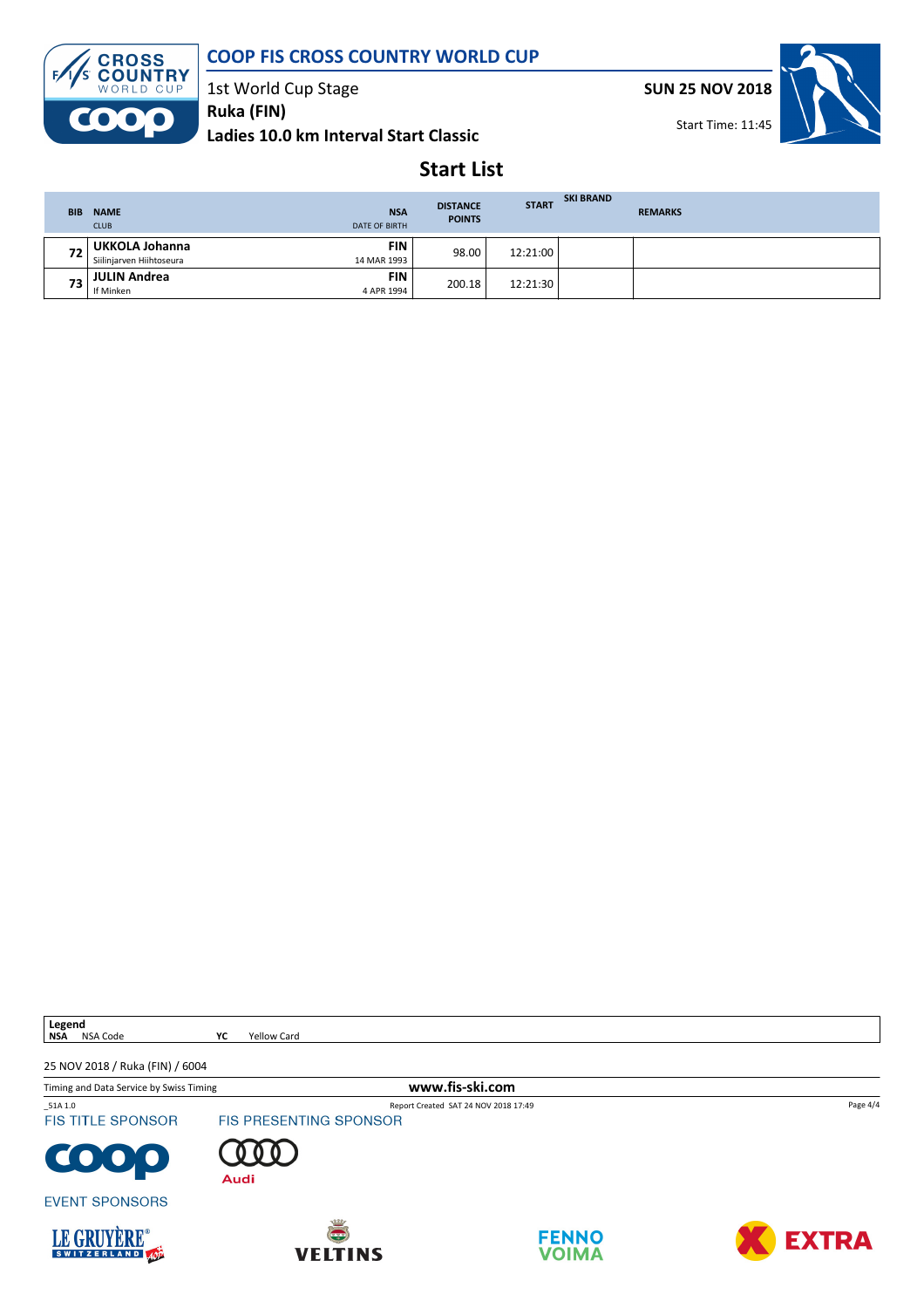COOP FIS CROSS COUNTRY WORLD CUP

1st World Cup Stage

**Ruka (FIN)**

**Ladies 10.0 km Interval Start Classic**

**SUN 25 NOV 2018**

Start Time: 11:45

## Start List

| BIB | NAME / CLUB | NSA / DATE OF BIRTH | DISTANCE POINTS | START | SKI BRAND | REMARKS |
|---|---|---|---|---|---|---|
| 72 | **UKKOLA Johanna** Siilinjarven Hiihtoseura | **FIN** 14 MAR 1993 | 98.00 | 12:21:00 | | |
| 73 | **JULIN Andrea** If Minken | **FIN** 4 APR 1994 | 200.18 | 12:21:30 | | |

**Legend**
**NSA** NSA Code **YC** Yellow Card

25 NOV 2018 / Ruka (FIN) / 6004

Timing and Data Service by Swiss Timing

**www.fis-ski.com**

_51A 1.0

Report Created SAT 24 NOV 2018 17:49

FIS TITLE SPONSOR

FIS PRESENTING SPONSOR

EVENT SPONSORS